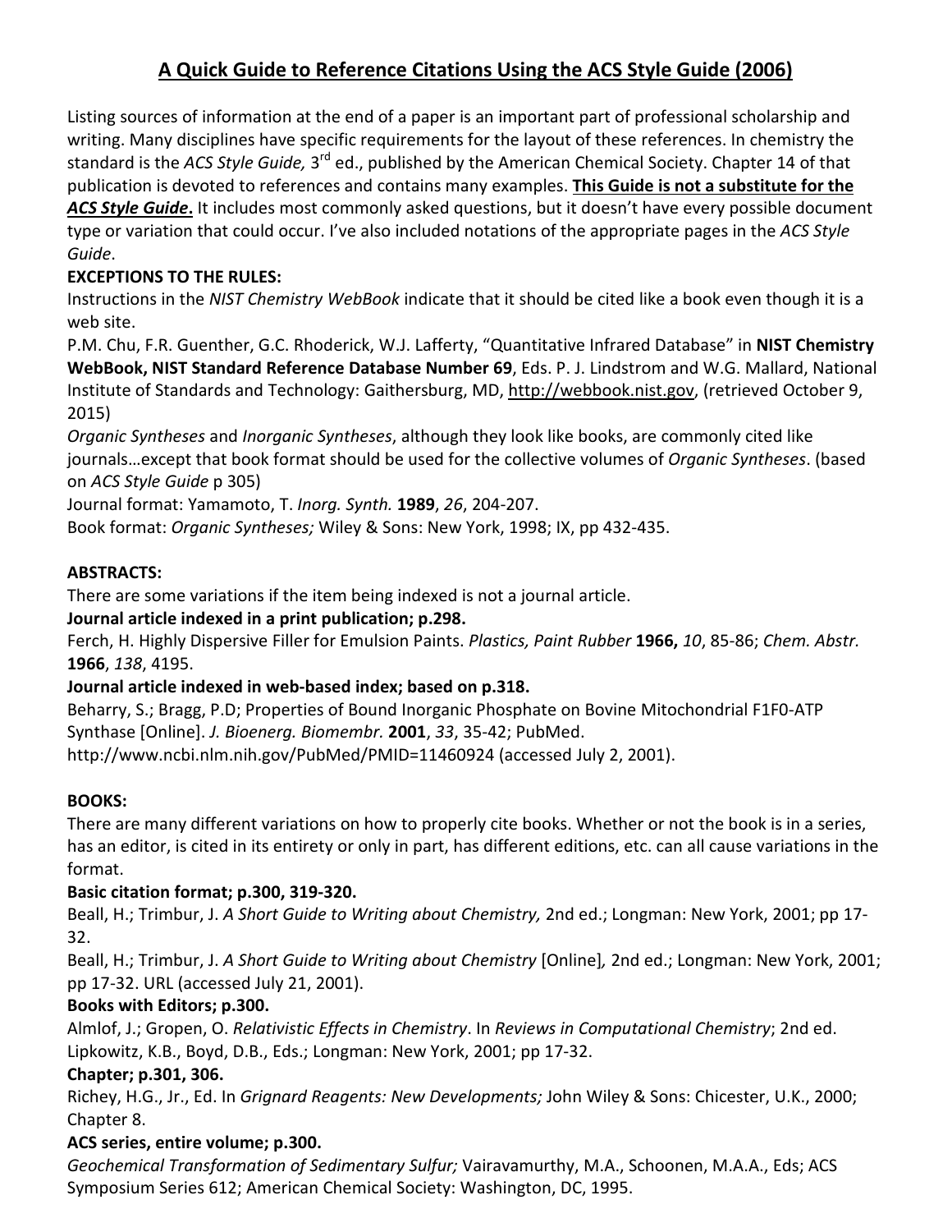# A Quick Guide to Reference Citations Using the ACS Style Guide (2006)

Listing sources of information at the end of a paper is an important part of professional scholarship and writing. Many disciplines have specific requirements for the layout of these references. In chemistry the standard is the *ACS Style Guide,* 3rd ed., published by the American Chemical Society. Chapter 14 of that publication is devoted to references and contains many examples. **This Guide is not a substitute for the *ACS Style Guide*.** It includes most commonly asked questions, but it doesn't have every possible document type or variation that could occur. I've also included notations of the appropriate pages in the *ACS Style Guide*.

**EXCEPTIONS TO THE RULES:**

Instructions in the *NIST Chemistry WebBook* indicate that it should be cited like a book even though it is a web site.

P.M. Chu, F.R. Guenther, G.C. Rhoderick, W.J. Lafferty, "Quantitative Infrared Database" in **NIST Chemistry WebBook, NIST Standard Reference Database Number 69**, Eds. P. J. Lindstrom and W.G. Mallard, National Institute of Standards and Technology: Gaithersburg, MD, http://webbook.nist.gov, (retrieved October 9, 2015)

*Organic Syntheses* and *Inorganic Syntheses*, although they look like books, are commonly cited like journals…except that book format should be used for the collective volumes of *Organic Syntheses*. (based on *ACS Style Guide* p 305)

Journal format: Yamamoto, T. *Inorg. Synth.* **1989**, *26*, 204-207.

Book format: *Organic Syntheses;* Wiley & Sons: New York, 1998; IX, pp 432-435.

**ABSTRACTS:**

There are some variations if the item being indexed is not a journal article.

**Journal article indexed in a print publication; p.298.**

Ferch, H. Highly Dispersive Filler for Emulsion Paints. *Plastics, Paint Rubber* **1966,** *10*, 85-86; *Chem. Abstr.* **1966**, *138*, 4195.

**Journal article indexed in web-based index; based on p.318.**

Beharry, S.; Bragg, P.D; Properties of Bound Inorganic Phosphate on Bovine Mitochondrial F1F0-ATP Synthase [Online]. *J. Bioenerg. Biomembr.* **2001**, *33*, 35-42; PubMed. http://www.ncbi.nlm.nih.gov/PubMed/PMID=11460924 (accessed July 2, 2001).

**BOOKS:**

There are many different variations on how to properly cite books. Whether or not the book is in a series, has an editor, is cited in its entirety or only in part, has different editions, etc. can all cause variations in the format.

**Basic citation format; p.300, 319-320.**

Beall, H.; Trimbur, J. *A Short Guide to Writing about Chemistry,* 2nd ed.; Longman: New York, 2001; pp 17-32.

Beall, H.; Trimbur, J. *A Short Guide to Writing about Chemistry* [Online]*,* 2nd ed.; Longman: New York, 2001; pp 17-32. URL (accessed July 21, 2001).

**Books with Editors; p.300.**

Almlof, J.; Gropen, O. *Relativistic Effects in Chemistry*. In *Reviews in Computational Chemistry*; 2nd ed. Lipkowitz, K.B., Boyd, D.B., Eds.; Longman: New York, 2001; pp 17-32.

**Chapter; p.301, 306.**

Richey, H.G., Jr., Ed. In *Grignard Reagents: New Developments;* John Wiley & Sons: Chicester, U.K., 2000; Chapter 8.

**ACS series, entire volume; p.300.**

*Geochemical Transformation of Sedimentary Sulfur;* Vairavamurthy, M.A., Schoonen, M.A.A., Eds; ACS Symposium Series 612; American Chemical Society: Washington, DC, 1995.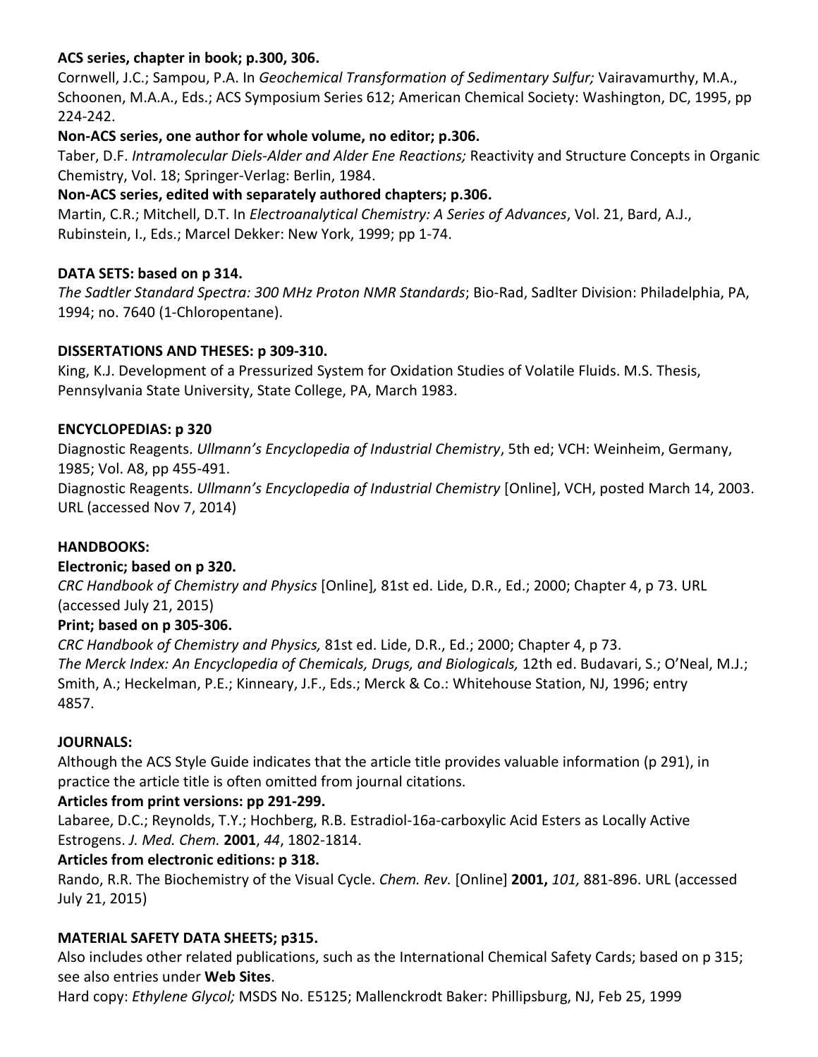**ACS series, chapter in book; p.300, 306.**

Cornwell, J.C.; Sampou, P.A. In *Geochemical Transformation of Sedimentary Sulfur;* Vairavamurthy, M.A., Schoonen, M.A.A., Eds.; ACS Symposium Series 612; American Chemical Society: Washington, DC, 1995, pp 224-242.

**Non-ACS series, one author for whole volume, no editor; p.306.**

Taber, D.F. *Intramolecular Diels-Alder and Alder Ene Reactions;* Reactivity and Structure Concepts in Organic Chemistry, Vol. 18; Springer-Verlag: Berlin, 1984.

**Non-ACS series, edited with separately authored chapters; p.306.**

Martin, C.R.; Mitchell, D.T. In *Electroanalytical Chemistry: A Series of Advances*, Vol. 21, Bard, A.J., Rubinstein, I., Eds.; Marcel Dekker: New York, 1999; pp 1-74.

**DATA SETS: based on p 314.**

*The Sadtler Standard Spectra: 300 MHz Proton NMR Standards*; Bio-Rad, Sadlter Division: Philadelphia, PA, 1994; no. 7640 (1-Chloropentane).

**DISSERTATIONS AND THESES: p 309-310.**

King, K.J. Development of a Pressurized System for Oxidation Studies of Volatile Fluids. M.S. Thesis, Pennsylvania State University, State College, PA, March 1983.

**ENCYCLOPEDIAS: p 320**

Diagnostic Reagents. *Ullmann's Encyclopedia of Industrial Chemistry*, 5th ed; VCH: Weinheim, Germany, 1985; Vol. A8, pp 455-491.

Diagnostic Reagents. *Ullmann's Encyclopedia of Industrial Chemistry* [Online], VCH, posted March 14, 2003. URL (accessed Nov 7, 2014)

**HANDBOOKS:**

**Electronic; based on p 320.**

*CRC Handbook of Chemistry and Physics* [Online], 81st ed. Lide, D.R., Ed.; 2000; Chapter 4, p 73. URL (accessed July 21, 2015)

**Print; based on p 305-306.**

*CRC Handbook of Chemistry and Physics,* 81st ed. Lide, D.R., Ed.; 2000; Chapter 4, p 73.

*The Merck Index: An Encyclopedia of Chemicals, Drugs, and Biologicals,* 12th ed. Budavari, S.; O'Neal, M.J.; Smith, A.; Heckelman, P.E.; Kinneary, J.F., Eds.; Merck & Co.: Whitehouse Station, NJ, 1996; entry 4857.

**JOURNALS:**

Although the ACS Style Guide indicates that the article title provides valuable information (p 291), in practice the article title is often omitted from journal citations.

**Articles from print versions: pp 291-299.**

Labaree, D.C.; Reynolds, T.Y.; Hochberg, R.B. Estradiol-16a-carboxylic Acid Esters as Locally Active Estrogens. *J. Med. Chem.* **2001**, *44*, 1802-1814.

**Articles from electronic editions: p 318.**

Rando, R.R. The Biochemistry of the Visual Cycle. *Chem. Rev.* [Online] **2001,** *101,* 881-896. URL (accessed July 21, 2015)

**MATERIAL SAFETY DATA SHEETS; p315.**

Also includes other related publications, such as the International Chemical Safety Cards; based on p 315; see also entries under **Web Sites**.

Hard copy: *Ethylene Glycol;* MSDS No. E5125; Mallenckrodt Baker: Phillipsburg, NJ, Feb 25, 1999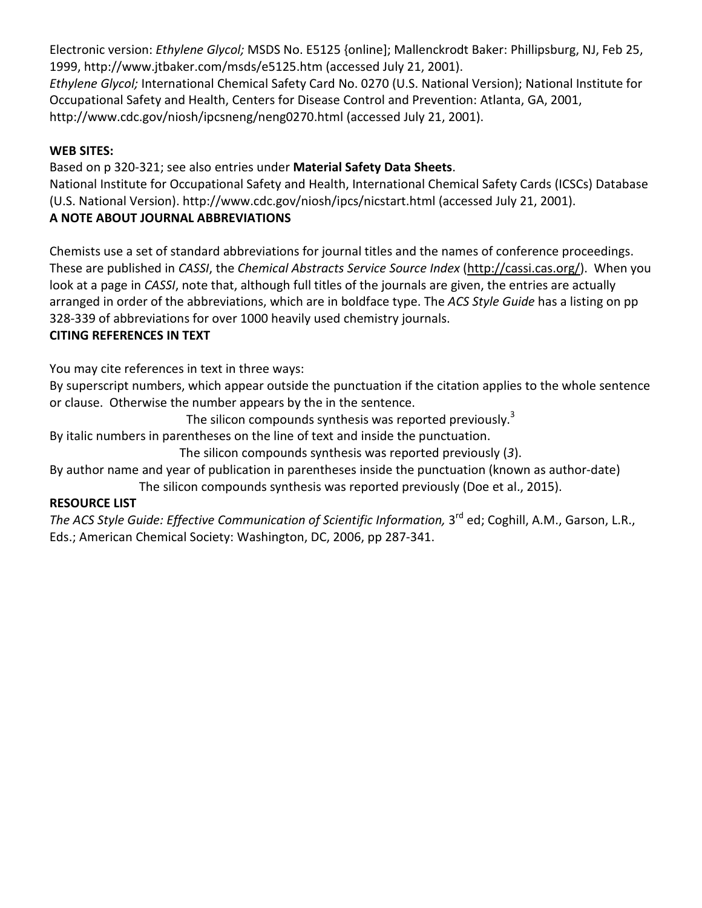Electronic version: *Ethylene Glycol;* MSDS No. E5125 {online]; Mallenckrodt Baker: Phillipsburg, NJ, Feb 25, 1999, http://www.jtbaker.com/msds/e5125.htm (accessed July 21, 2001).
*Ethylene Glycol;* International Chemical Safety Card No. 0270 (U.S. National Version); National Institute for Occupational Safety and Health, Centers for Disease Control and Prevention: Atlanta, GA, 2001, http://www.cdc.gov/niosh/ipcsneng/neng0270.html (accessed July 21, 2001).

**WEB SITES:**

Based on p 320-321; see also entries under **Material Safety Data Sheets**.
National Institute for Occupational Safety and Health, International Chemical Safety Cards (ICSCs) Database (U.S. National Version). http://www.cdc.gov/niosh/ipcs/nicstart.html (accessed July 21, 2001).

**A NOTE ABOUT JOURNAL ABBREVIATIONS**

Chemists use a set of standard abbreviations for journal titles and the names of conference proceedings. These are published in *CASSI*, the *Chemical Abstracts Service Source Index* (http://cassi.cas.org/). When you look at a page in *CASSI*, note that, although full titles of the journals are given, the entries are actually arranged in order of the abbreviations, which are in boldface type. The *ACS Style Guide* has a listing on pp 328-339 of abbreviations for over 1000 heavily used chemistry journals.

**CITING REFERENCES IN TEXT**

You may cite references in text in three ways:
By superscript numbers, which appear outside the punctuation if the citation applies to the whole sentence or clause. Otherwise the number appears by the in the sentence.

The silicon compounds synthesis was reported previously.[3]

By italic numbers in parentheses on the line of text and inside the punctuation.

The silicon compounds synthesis was reported previously (*3*).

By author name and year of publication in parentheses inside the punctuation (known as author-date)

The silicon compounds synthesis was reported previously (Doe et al., 2015).

**RESOURCE LIST**

*The ACS Style Guide: Effective Communication of Scientific Information,* 3rd ed; Coghill, A.M., Garson, L.R., Eds.; American Chemical Society: Washington, DC, 2006, pp 287-341.